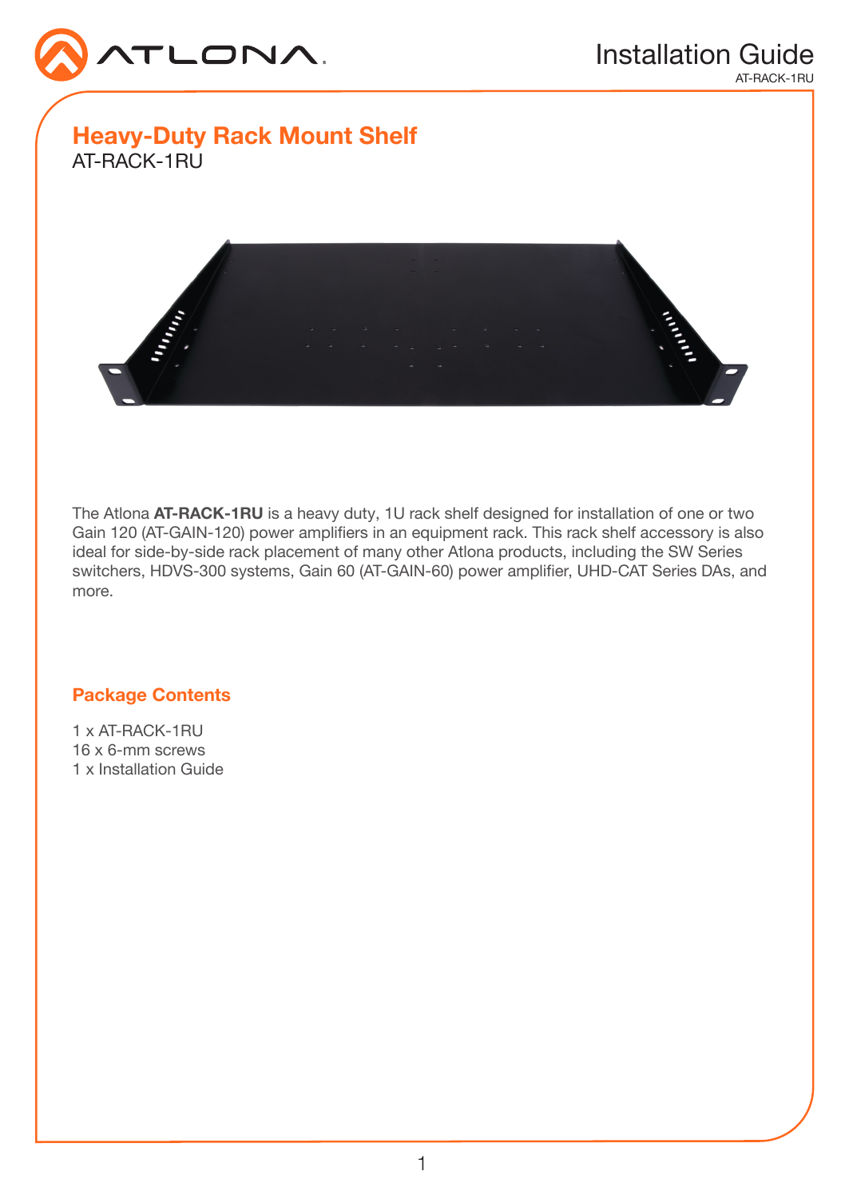# Heavy-Duty Rack Mount Shelf

AT-RACK-1RU

The Atlona **AT-RACK-1RU** is a heavy duty, 1U rack shelf designed for installation of one or two Gain 120 (AT-GAIN-120) power amplifiers in an equipment rack. This rack shelf accessory is also ideal for side-by-side rack placement of many other Atlona products, including the SW Series switchers, HDVS-300 systems, Gain 60 (AT-GAIN-60) power amplifier, UHD-CAT Series DAs, and more.

## Package Contents

1 x AT-RACK-1RU
16 x 6-mm screws
1 x Installation Guide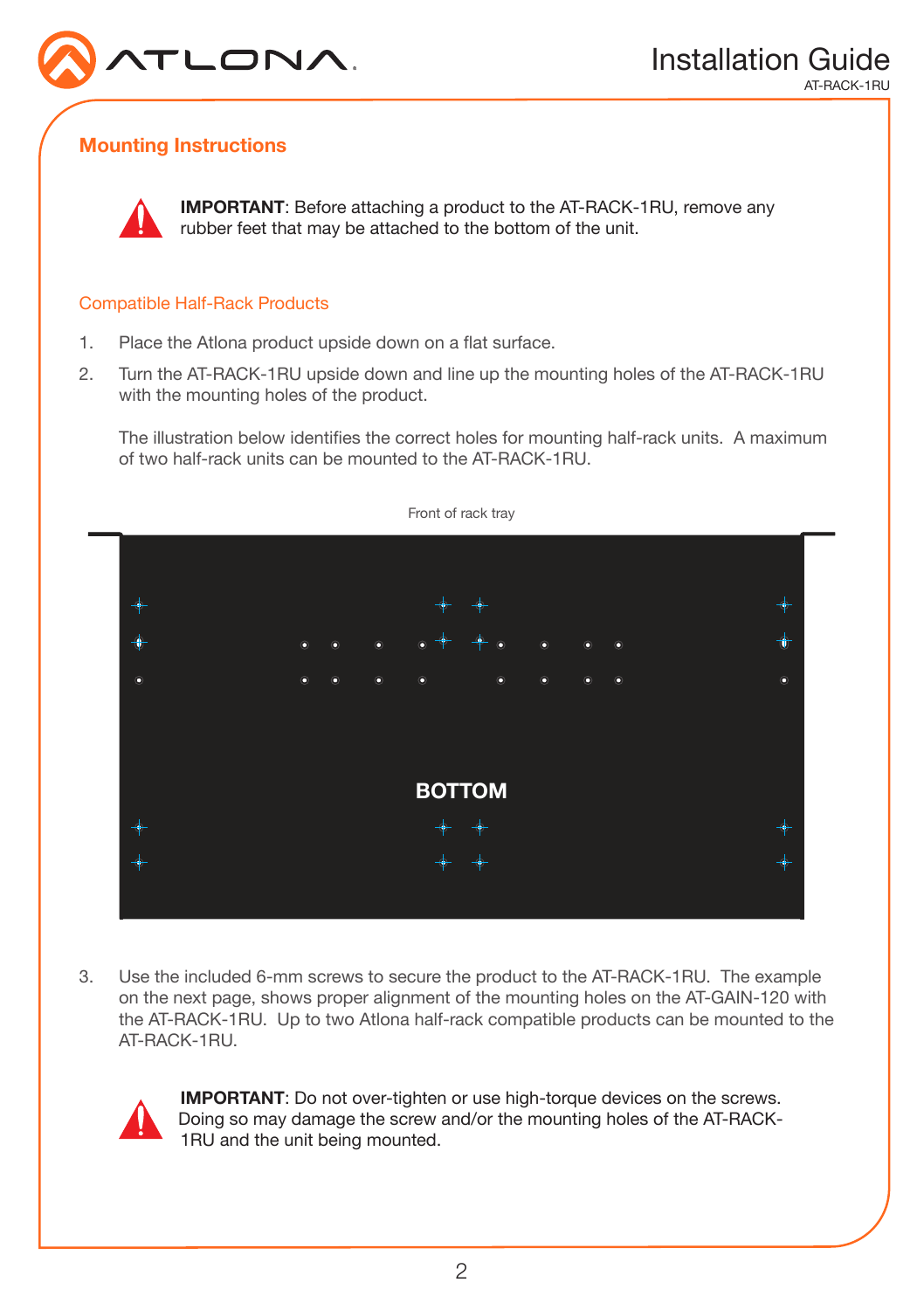## Mounting Instructions

**IMPORTANT**: Before attaching a product to the AT-RACK-1RU, remove any rubber feet that may be attached to the bottom of the unit.

### Compatible Half-Rack Products

1. Place the Atlona product upside down on a flat surface.
2. Turn the AT-RACK-1RU upside down and line up the mounting holes of the AT-RACK-1RU with the mounting holes of the product.

   The illustration below identifies the correct holes for mounting half-rack units. A maximum of two half-rack units can be mounted to the AT-RACK-1RU.

Front of rack tray

BOTTOM

3. Use the included 6-mm screws to secure the product to the AT-RACK-1RU. The example on the next page, shows proper alignment of the mounting holes on the AT-GAIN-120 with the AT-RACK-1RU. Up to two Atlona half-rack compatible products can be mounted to the AT-RACK-1RU.

**IMPORTANT**: Do not over-tighten or use high-torque devices on the screws. Doing so may damage the screw and/or the mounting holes of the AT-RACK-1RU and the unit being mounted.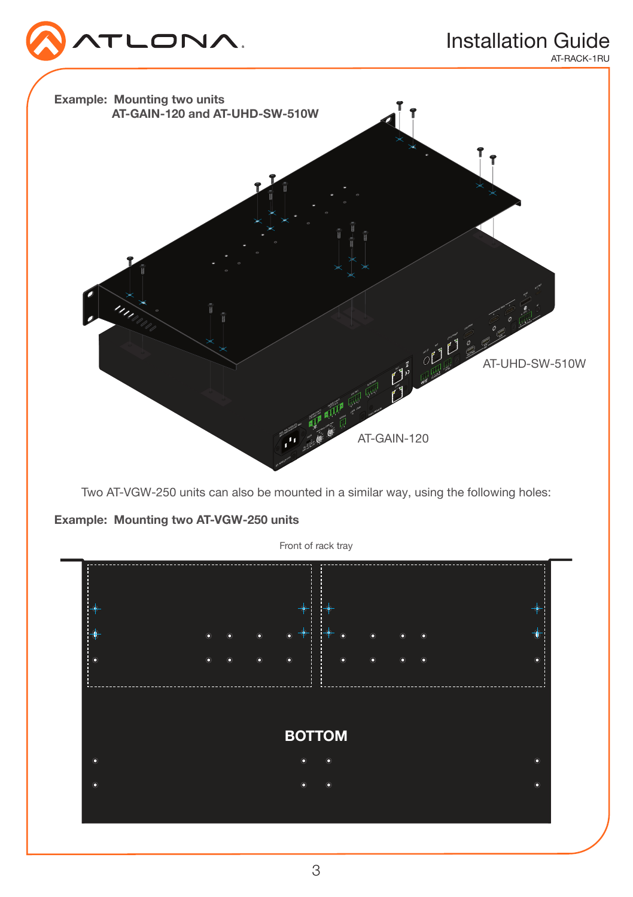**Example: Mounting two units**
**AT-GAIN-120 and AT-UHD-SW-510W**

AT-UHD-SW-510W

AT-GAIN-120

Two AT-VGW-250 units can also be mounted in a similar way, using the following holes:

**Example: Mounting two AT-VGW-250 units**

Front of rack tray

**BOTTOM**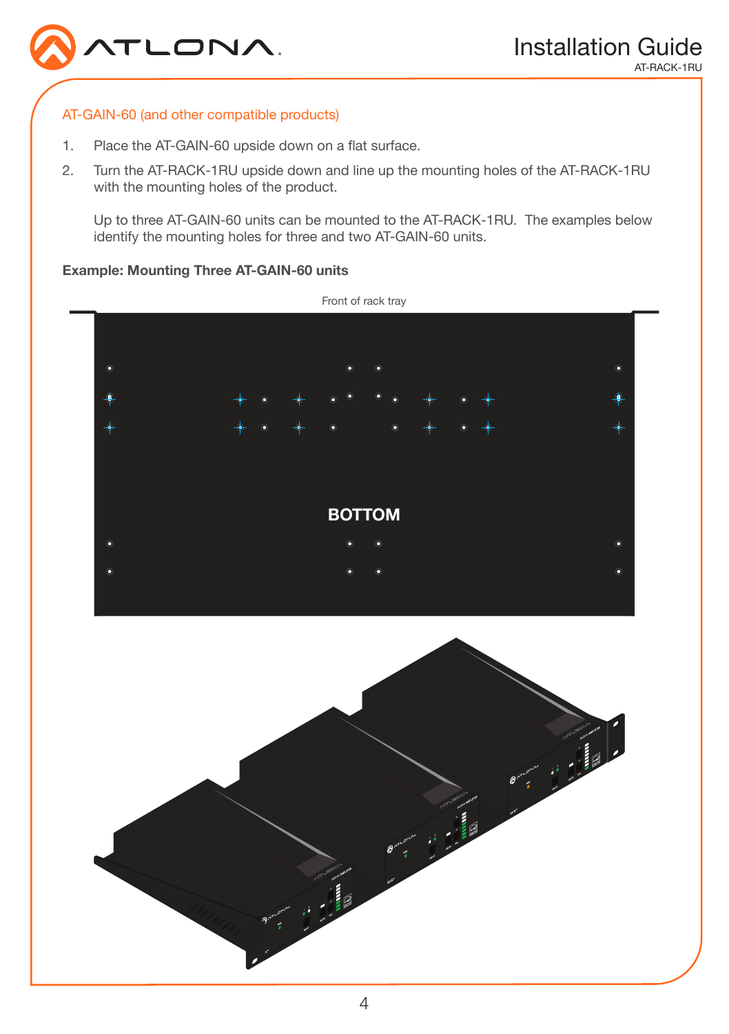## AT-GAIN-60 (and other compatible products)

1. Place the AT-GAIN-60 upside down on a flat surface.
2. Turn the AT-RACK-1RU upside down and line up the mounting holes of the AT-RACK-1RU with the mounting holes of the product.

   Up to three AT-GAIN-60 units can be mounted to the AT-RACK-1RU. The examples below identify the mounting holes for three and two AT-GAIN-60 units.

**Example: Mounting Three AT-GAIN-60 units**

Front of rack tray

BOTTOM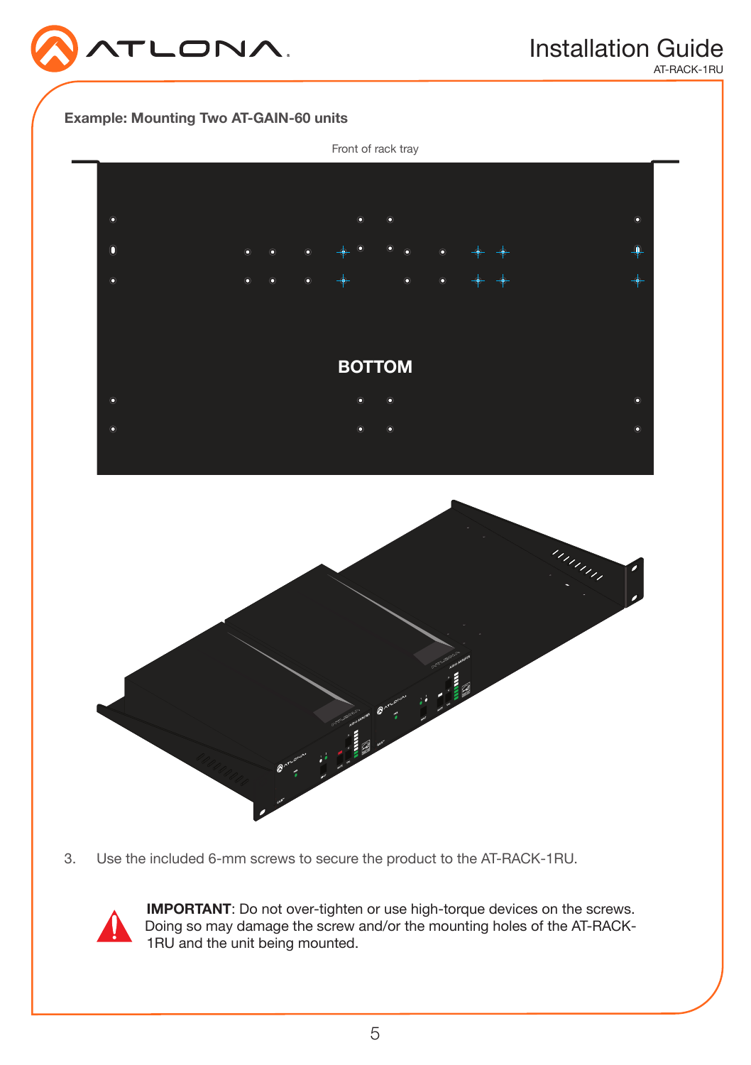**Example: Mounting Two AT-GAIN-60 units**

Front of rack tray

BOTTOM

3. Use the included 6-mm screws to secure the product to the AT-RACK-1RU.

**IMPORTANT**: Do not over-tighten or use high-torque devices on the screws. Doing so may damage the screw and/or the mounting holes of the AT-RACK-1RU and the unit being mounted.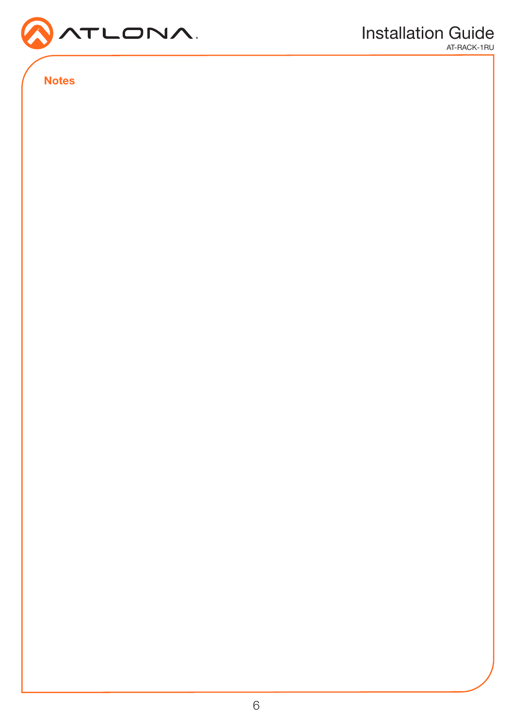## Notes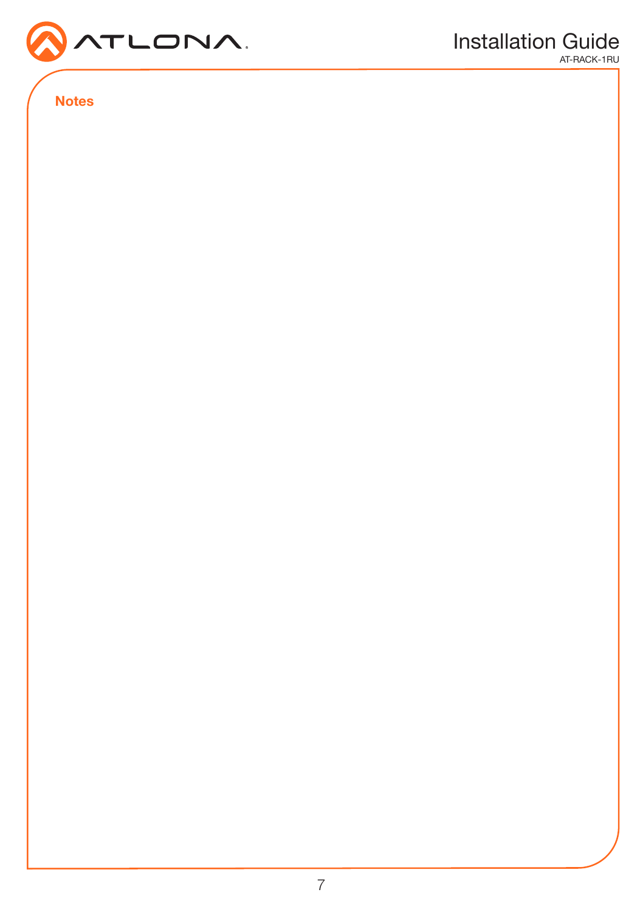## Notes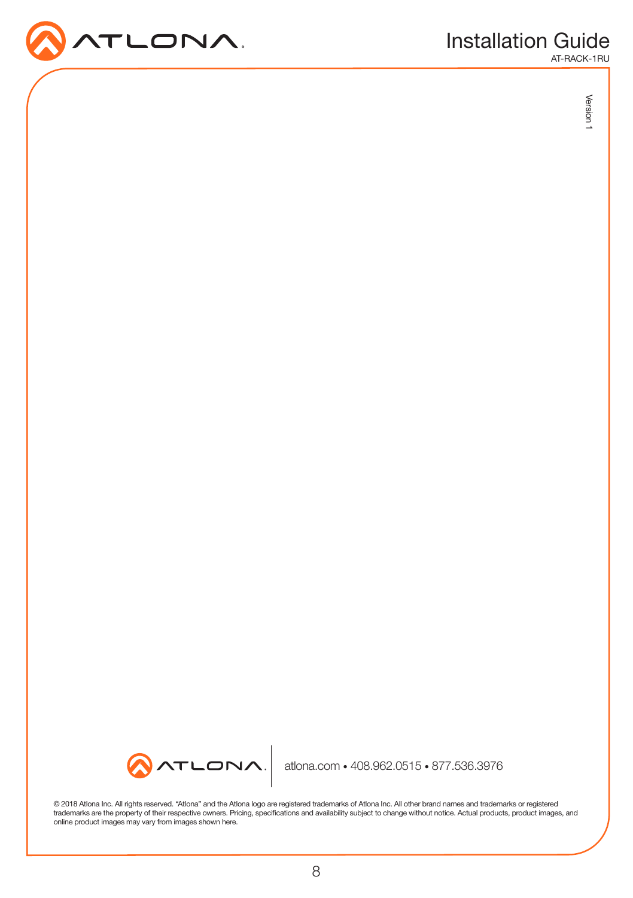atlona.com • 408.962.0515 • 877.536.3976

© 2018 Atlona Inc. All rights reserved. "Atlona" and the Atlona logo are registered trademarks of Atlona Inc. All other brand names and trademarks or registered trademarks are the property of their respective owners. Pricing, specifications and availability subject to change without notice. Actual products, product images, and online product images may vary from images shown here.